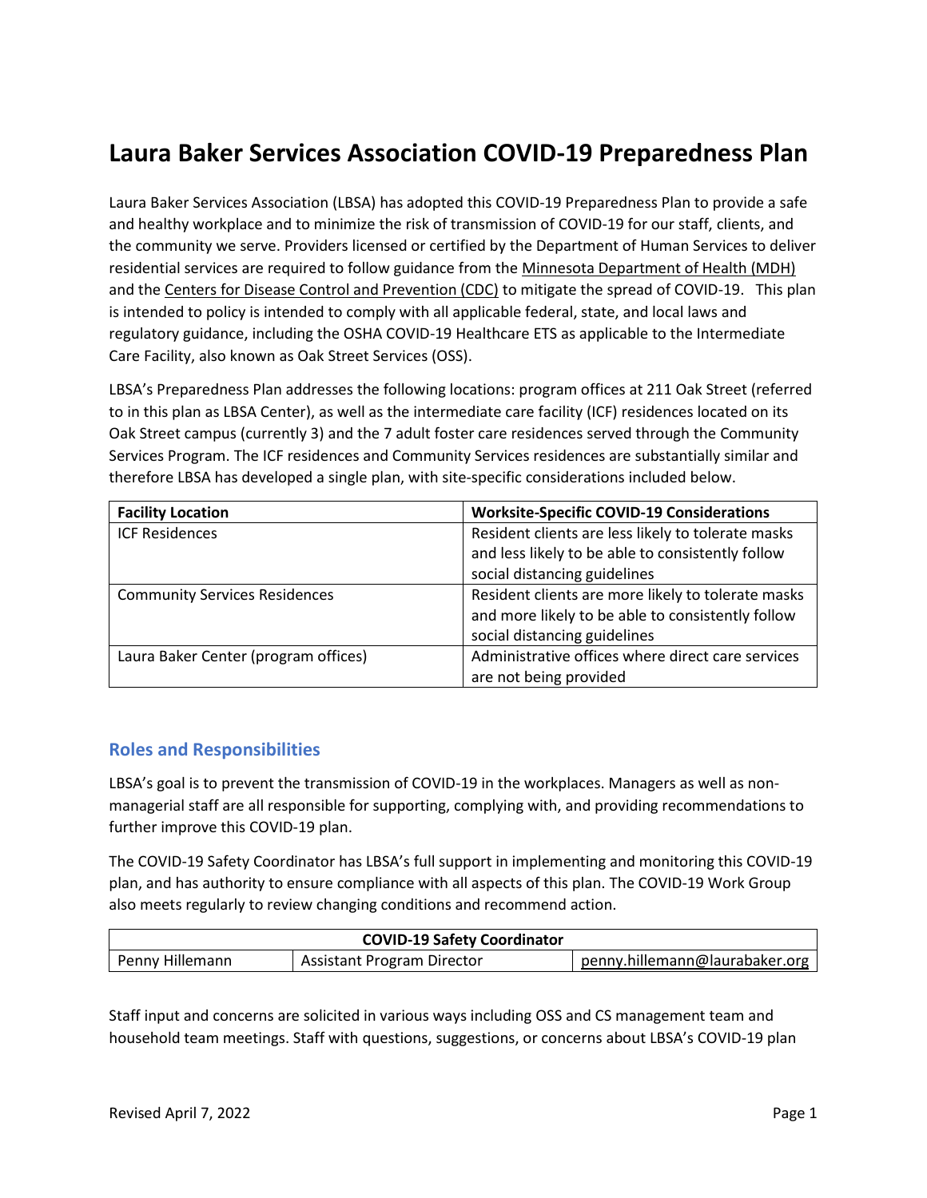# Laura Baker Services Association COVID-19 Preparedness Plan

Laura Baker Services Association (LBSA) has adopted this COVID-19 Preparedness Plan to provide a safe and healthy workplace and to minimize the risk of transmission of COVID-19 for our staff, clients, and the community we serve. Providers licensed or certified by the Department of Human Services to deliver residential services are required to follow guidance from the Minnesota Department of Health (MDH) and the Centers for Disease Control and Prevention (CDC) to mitigate the spread of COVID-19. This plan is intended to policy is intended to comply with all applicable federal, state, and local laws and regulatory guidance, including the OSHA COVID-19 Healthcare ETS as applicable to the Intermediate Care Facility, also known as Oak Street Services (OSS).

LBSA's Preparedness Plan addresses the following locations: program offices at 211 Oak Street (referred to in this plan as LBSA Center), as well as the intermediate care facility (ICF) residences located on its Oak Street campus (currently 3) and the 7 adult foster care residences served through the Community Services Program. The ICF residences and Community Services residences are substantially similar and therefore LBSA has developed a single plan, with site-specific considerations included below.

| Facility Location | Worksite-Specific COVID-19 Considerations |
|---|---|
| ICF Residences | Resident clients are less likely to tolerate masks and less likely to be able to consistently follow social distancing guidelines |
| Community Services Residences | Resident clients are more likely to tolerate masks and more likely to be able to consistently follow social distancing guidelines |
| Laura Baker Center (program offices) | Administrative offices where direct care services are not being provided |

## Roles and Responsibilities

LBSA's goal is to prevent the transmission of COVID-19 in the workplaces. Managers as well as non-managerial staff are all responsible for supporting, complying with, and providing recommendations to further improve this COVID-19 plan.

The COVID-19 Safety Coordinator has LBSA's full support in implementing and monitoring this COVID-19 plan, and has authority to ensure compliance with all aspects of this plan. The COVID-19 Work Group also meets regularly to review changing conditions and recommend action.

| COVID-19 Safety Coordinator | | |
|---|---|---|
| Penny Hillemann | Assistant Program Director | penny.hillemann@laurabaker.org |

Staff input and concerns are solicited in various ways including OSS and CS management team and household team meetings. Staff with questions, suggestions, or concerns about LBSA's COVID-19 plan

Revised April 7, 2022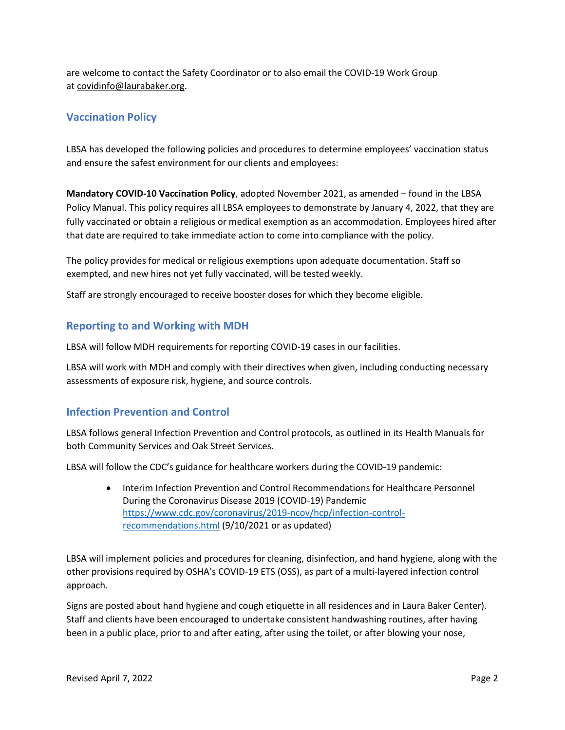are welcome to contact the Safety Coordinator or to also email the COVID-19 Work Group at covidinfo@laurabaker.org.

## Vaccination Policy

LBSA has developed the following policies and procedures to determine employees' vaccination status and ensure the safest environment for our clients and employees:

**Mandatory COVID-10 Vaccination Policy**, adopted November 2021, as amended – found in the LBSA Policy Manual. This policy requires all LBSA employees to demonstrate by January 4, 2022, that they are fully vaccinated or obtain a religious or medical exemption as an accommodation. Employees hired after that date are required to take immediate action to come into compliance with the policy.

The policy provides for medical or religious exemptions upon adequate documentation. Staff so exempted, and new hires not yet fully vaccinated, will be tested weekly.

Staff are strongly encouraged to receive booster doses for which they become eligible.

## Reporting to and Working with MDH

LBSA will follow MDH requirements for reporting COVID-19 cases in our facilities.

LBSA will work with MDH and comply with their directives when given, including conducting necessary assessments of exposure risk, hygiene, and source controls.

## Infection Prevention and Control

LBSA follows general Infection Prevention and Control protocols, as outlined in its Health Manuals for both Community Services and Oak Street Services.

LBSA will follow the CDC's guidance for healthcare workers during the COVID-19 pandemic:

- Interim Infection Prevention and Control Recommendations for Healthcare Personnel During the Coronavirus Disease 2019 (COVID-19) Pandemic https://www.cdc.gov/coronavirus/2019-ncov/hcp/infection-control-recommendations.html (9/10/2021 or as updated)

LBSA will implement policies and procedures for cleaning, disinfection, and hand hygiene, along with the other provisions required by OSHA's COVID-19 ETS (OSS), as part of a multi-layered infection control approach.

Signs are posted about hand hygiene and cough etiquette in all residences and in Laura Baker Center). Staff and clients have been encouraged to undertake consistent handwashing routines, after having been in a public place, prior to and after eating, after using the toilet, or after blowing your nose,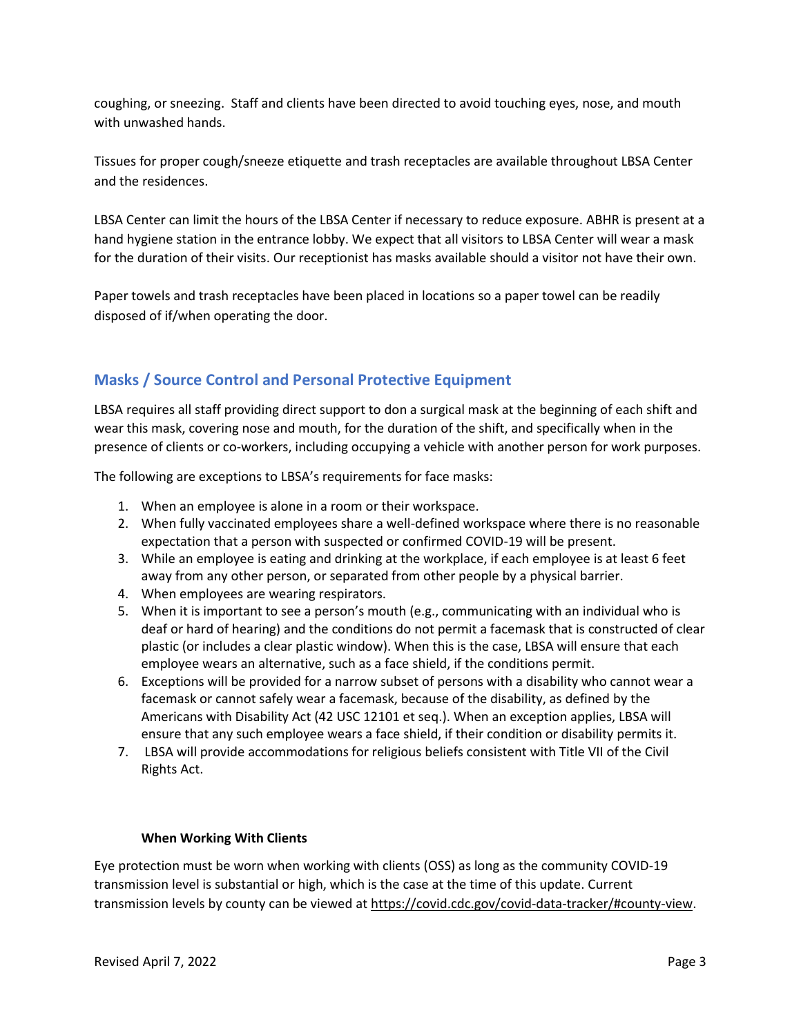coughing, or sneezing. Staff and clients have been directed to avoid touching eyes, nose, and mouth with unwashed hands.

Tissues for proper cough/sneeze etiquette and trash receptacles are available throughout LBSA Center and the residences.

LBSA Center can limit the hours of the LBSA Center if necessary to reduce exposure. ABHR is present at a hand hygiene station in the entrance lobby. We expect that all visitors to LBSA Center will wear a mask for the duration of their visits. Our receptionist has masks available should a visitor not have their own.

Paper towels and trash receptacles have been placed in locations so a paper towel can be readily disposed of if/when operating the door.

## Masks / Source Control and Personal Protective Equipment

LBSA requires all staff providing direct support to don a surgical mask at the beginning of each shift and wear this mask, covering nose and mouth, for the duration of the shift, and specifically when in the presence of clients or co-workers, including occupying a vehicle with another person for work purposes.

The following are exceptions to LBSA's requirements for face masks:

1. When an employee is alone in a room or their workspace.
2. When fully vaccinated employees share a well-defined workspace where there is no reasonable expectation that a person with suspected or confirmed COVID-19 will be present.
3. While an employee is eating and drinking at the workplace, if each employee is at least 6 feet away from any other person, or separated from other people by a physical barrier.
4. When employees are wearing respirators.
5. When it is important to see a person's mouth (e.g., communicating with an individual who is deaf or hard of hearing) and the conditions do not permit a facemask that is constructed of clear plastic (or includes a clear plastic window). When this is the case, LBSA will ensure that each employee wears an alternative, such as a face shield, if the conditions permit.
6. Exceptions will be provided for a narrow subset of persons with a disability who cannot wear a facemask or cannot safely wear a facemask, because of the disability, as defined by the Americans with Disability Act (42 USC 12101 et seq.). When an exception applies, LBSA will ensure that any such employee wears a face shield, if their condition or disability permits it.
7. LBSA will provide accommodations for religious beliefs consistent with Title VII of the Civil Rights Act.

**When Working With Clients**

Eye protection must be worn when working with clients (OSS) as long as the community COVID-19 transmission level is substantial or high, which is the case at the time of this update. Current transmission levels by county can be viewed at https://covid.cdc.gov/covid-data-tracker/#county-view.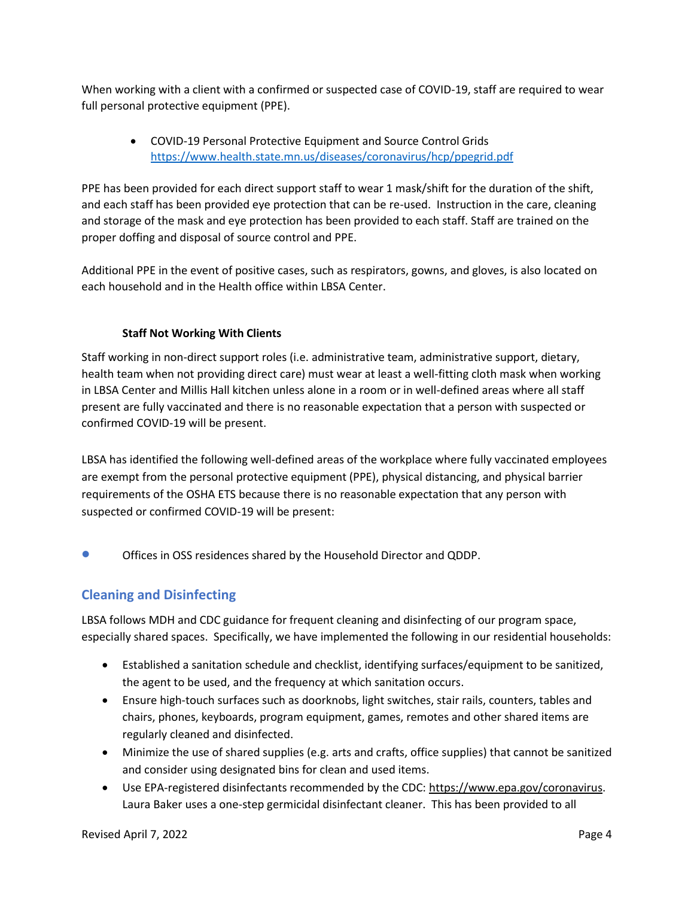When working with a client with a confirmed or suspected case of COVID-19, staff are required to wear full personal protective equipment (PPE).

- COVID-19 Personal Protective Equipment and Source Control Grids https://www.health.state.mn.us/diseases/coronavirus/hcp/ppegrid.pdf

PPE has been provided for each direct support staff to wear 1 mask/shift for the duration of the shift, and each staff has been provided eye protection that can be re-used. Instruction in the care, cleaning and storage of the mask and eye protection has been provided to each staff. Staff are trained on the proper doffing and disposal of source control and PPE.

Additional PPE in the event of positive cases, such as respirators, gowns, and gloves, is also located on each household and in the Health office within LBSA Center.

#### Staff Not Working With Clients

Staff working in non-direct support roles (i.e. administrative team, administrative support, dietary, health team when not providing direct care) must wear at least a well-fitting cloth mask when working in LBSA Center and Millis Hall kitchen unless alone in a room or in well-defined areas where all staff present are fully vaccinated and there is no reasonable expectation that a person with suspected or confirmed COVID-19 will be present.

LBSA has identified the following well-defined areas of the workplace where fully vaccinated employees are exempt from the personal protective equipment (PPE), physical distancing, and physical barrier requirements of the OSHA ETS because there is no reasonable expectation that any person with suspected or confirmed COVID-19 will be present:

- Offices in OSS residences shared by the Household Director and QDDP.

## Cleaning and Disinfecting

LBSA follows MDH and CDC guidance for frequent cleaning and disinfecting of our program space, especially shared spaces. Specifically, we have implemented the following in our residential households:

- Established a sanitation schedule and checklist, identifying surfaces/equipment to be sanitized, the agent to be used, and the frequency at which sanitation occurs.
- Ensure high-touch surfaces such as doorknobs, light switches, stair rails, counters, tables and chairs, phones, keyboards, program equipment, games, remotes and other shared items are regularly cleaned and disinfected.
- Minimize the use of shared supplies (e.g. arts and crafts, office supplies) that cannot be sanitized and consider using designated bins for clean and used items.
- Use EPA-registered disinfectants recommended by the CDC: https://www.epa.gov/coronavirus. Laura Baker uses a one-step germicidal disinfectant cleaner. This has been provided to all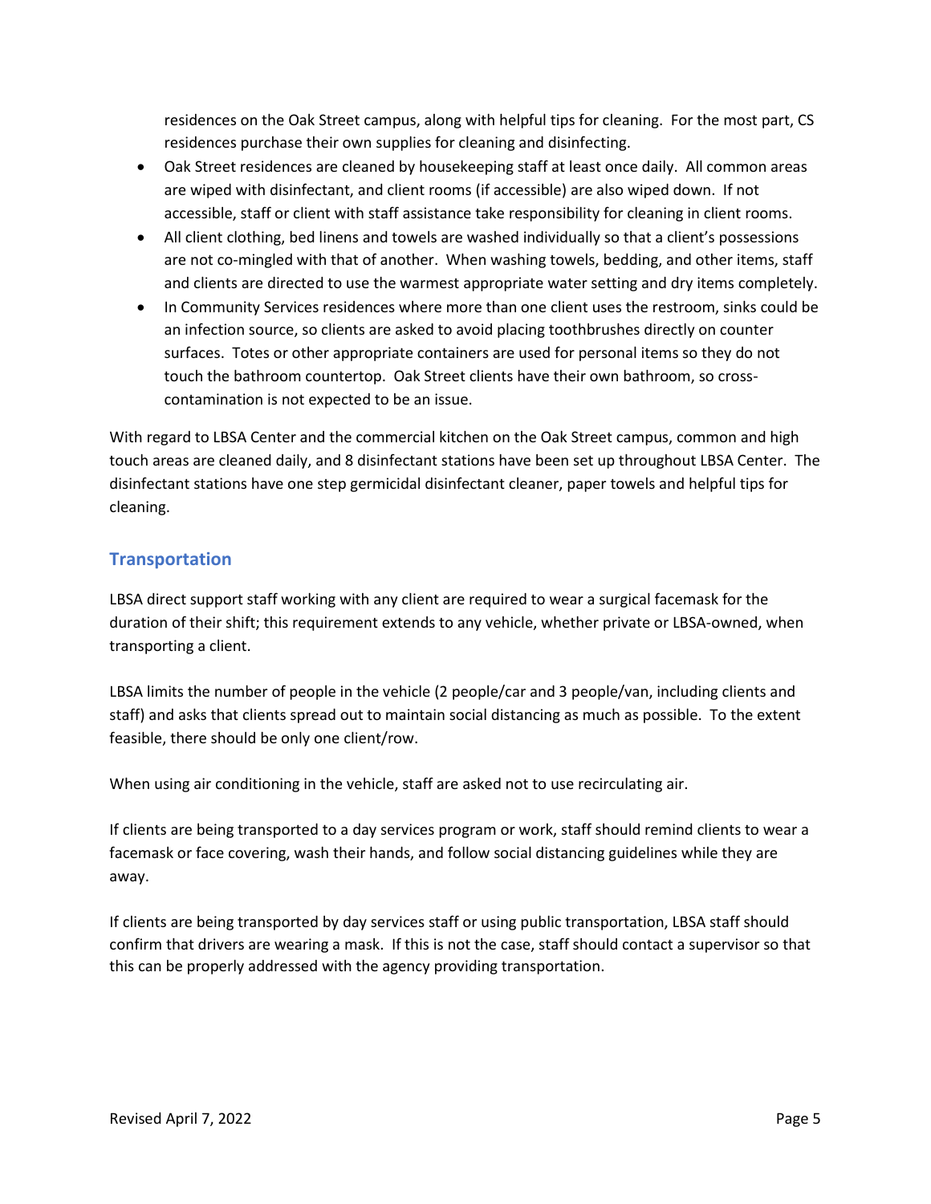residences on the Oak Street campus, along with helpful tips for cleaning. For the most part, CS residences purchase their own supplies for cleaning and disinfecting.

- Oak Street residences are cleaned by housekeeping staff at least once daily. All common areas are wiped with disinfectant, and client rooms (if accessible) are also wiped down. If not accessible, staff or client with staff assistance take responsibility for cleaning in client rooms.
- All client clothing, bed linens and towels are washed individually so that a client's possessions are not co-mingled with that of another. When washing towels, bedding, and other items, staff and clients are directed to use the warmest appropriate water setting and dry items completely.
- In Community Services residences where more than one client uses the restroom, sinks could be an infection source, so clients are asked to avoid placing toothbrushes directly on counter surfaces. Totes or other appropriate containers are used for personal items so they do not touch the bathroom countertop. Oak Street clients have their own bathroom, so cross-contamination is not expected to be an issue.

With regard to LBSA Center and the commercial kitchen on the Oak Street campus, common and high touch areas are cleaned daily, and 8 disinfectant stations have been set up throughout LBSA Center. The disinfectant stations have one step germicidal disinfectant cleaner, paper towels and helpful tips for cleaning.

## Transportation

LBSA direct support staff working with any client are required to wear a surgical facemask for the duration of their shift; this requirement extends to any vehicle, whether private or LBSA-owned, when transporting a client.

LBSA limits the number of people in the vehicle (2 people/car and 3 people/van, including clients and staff) and asks that clients spread out to maintain social distancing as much as possible. To the extent feasible, there should be only one client/row.

When using air conditioning in the vehicle, staff are asked not to use recirculating air.

If clients are being transported to a day services program or work, staff should remind clients to wear a facemask or face covering, wash their hands, and follow social distancing guidelines while they are away.

If clients are being transported by day services staff or using public transportation, LBSA staff should confirm that drivers are wearing a mask. If this is not the case, staff should contact a supervisor so that this can be properly addressed with the agency providing transportation.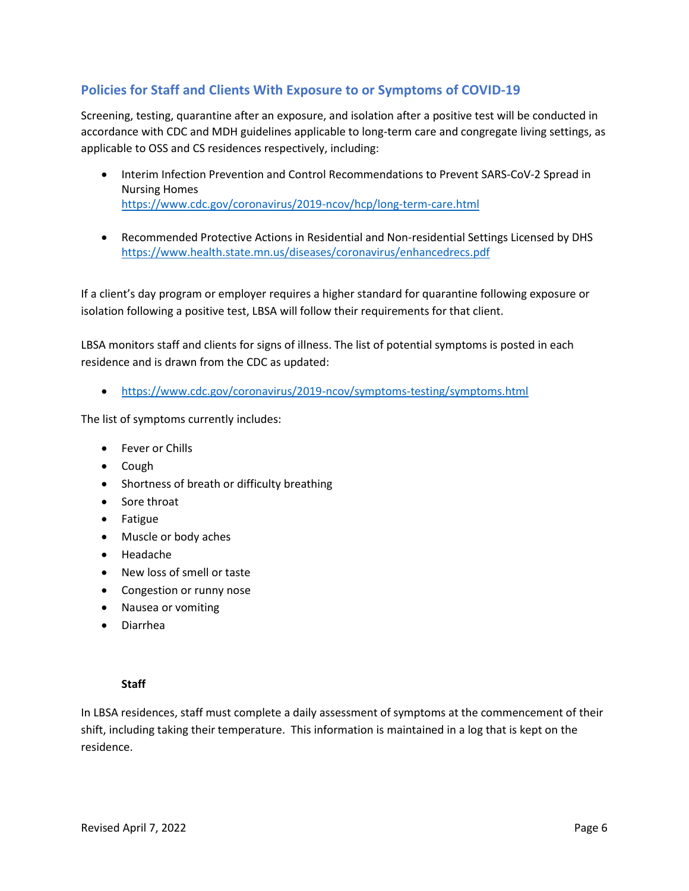## Policies for Staff and Clients With Exposure to or Symptoms of COVID-19

Screening, testing, quarantine after an exposure, and isolation after a positive test will be conducted in accordance with CDC and MDH guidelines applicable to long-term care and congregate living settings, as applicable to OSS and CS residences respectively, including:

- Interim Infection Prevention and Control Recommendations to Prevent SARS-CoV-2 Spread in Nursing Homes
  https://www.cdc.gov/coronavirus/2019-ncov/hcp/long-term-care.html

- Recommended Protective Actions in Residential and Non-residential Settings Licensed by DHS
  https://www.health.state.mn.us/diseases/coronavirus/enhancedrecs.pdf

If a client's day program or employer requires a higher standard for quarantine following exposure or isolation following a positive test, LBSA will follow their requirements for that client.

LBSA monitors staff and clients for signs of illness. The list of potential symptoms is posted in each residence and is drawn from the CDC as updated:

- https://www.cdc.gov/coronavirus/2019-ncov/symptoms-testing/symptoms.html

The list of symptoms currently includes:

- Fever or Chills
- Cough
- Shortness of breath or difficulty breathing
- Sore throat
- Fatigue
- Muscle or body aches
- Headache
- New loss of smell or taste
- Congestion or runny nose
- Nausea or vomiting
- Diarrhea

### Staff

In LBSA residences, staff must complete a daily assessment of symptoms at the commencement of their shift, including taking their temperature. This information is maintained in a log that is kept on the residence.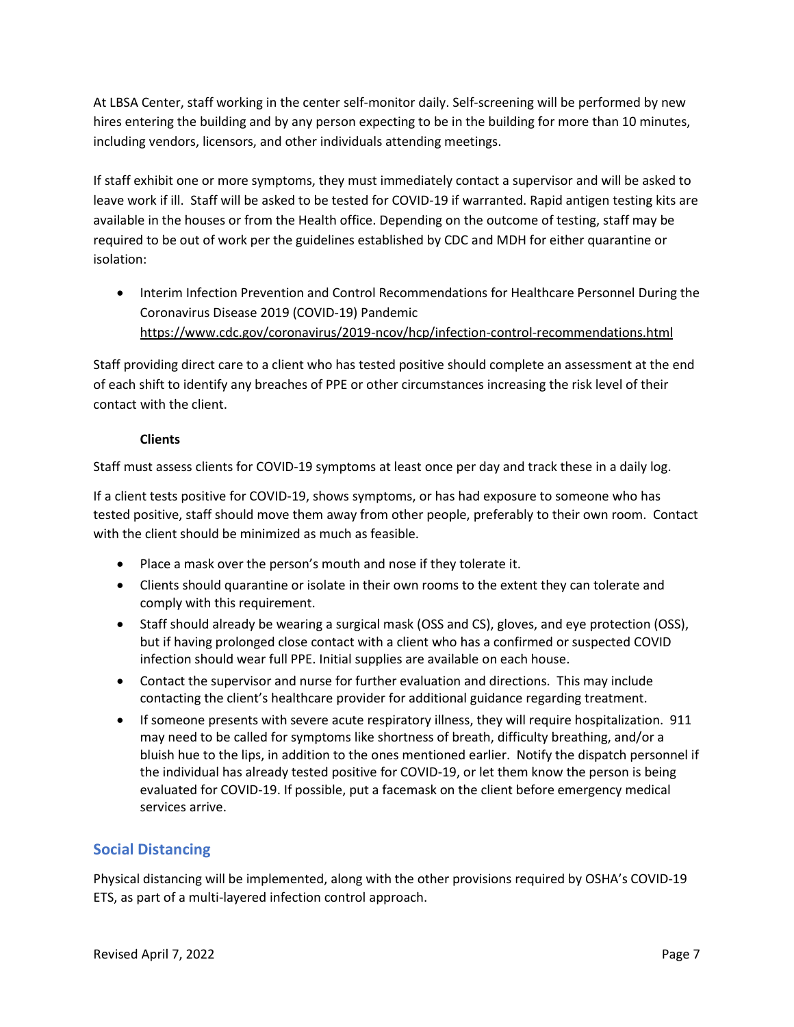At LBSA Center, staff working in the center self-monitor daily. Self-screening will be performed by new hires entering the building and by any person expecting to be in the building for more than 10 minutes, including vendors, licensors, and other individuals attending meetings.

If staff exhibit one or more symptoms, they must immediately contact a supervisor and will be asked to leave work if ill. Staff will be asked to be tested for COVID-19 if warranted. Rapid antigen testing kits are available in the houses or from the Health office. Depending on the outcome of testing, staff may be required to be out of work per the guidelines established by CDC and MDH for either quarantine or isolation:

- Interim Infection Prevention and Control Recommendations for Healthcare Personnel During the Coronavirus Disease 2019 (COVID-19) Pandemic https://www.cdc.gov/coronavirus/2019-ncov/hcp/infection-control-recommendations.html

Staff providing direct care to a client who has tested positive should complete an assessment at the end of each shift to identify any breaches of PPE or other circumstances increasing the risk level of their contact with the client.

**Clients**

Staff must assess clients for COVID-19 symptoms at least once per day and track these in a daily log.

If a client tests positive for COVID-19, shows symptoms, or has had exposure to someone who has tested positive, staff should move them away from other people, preferably to their own room. Contact with the client should be minimized as much as feasible.

- Place a mask over the person's mouth and nose if they tolerate it.
- Clients should quarantine or isolate in their own rooms to the extent they can tolerate and comply with this requirement.
- Staff should already be wearing a surgical mask (OSS and CS), gloves, and eye protection (OSS), but if having prolonged close contact with a client who has a confirmed or suspected COVID infection should wear full PPE. Initial supplies are available on each house.
- Contact the supervisor and nurse for further evaluation and directions. This may include contacting the client's healthcare provider for additional guidance regarding treatment.
- If someone presents with severe acute respiratory illness, they will require hospitalization. 911 may need to be called for symptoms like shortness of breath, difficulty breathing, and/or a bluish hue to the lips, in addition to the ones mentioned earlier. Notify the dispatch personnel if the individual has already tested positive for COVID-19, or let them know the person is being evaluated for COVID-19. If possible, put a facemask on the client before emergency medical services arrive.

## Social Distancing

Physical distancing will be implemented, along with the other provisions required by OSHA's COVID-19 ETS, as part of a multi-layered infection control approach.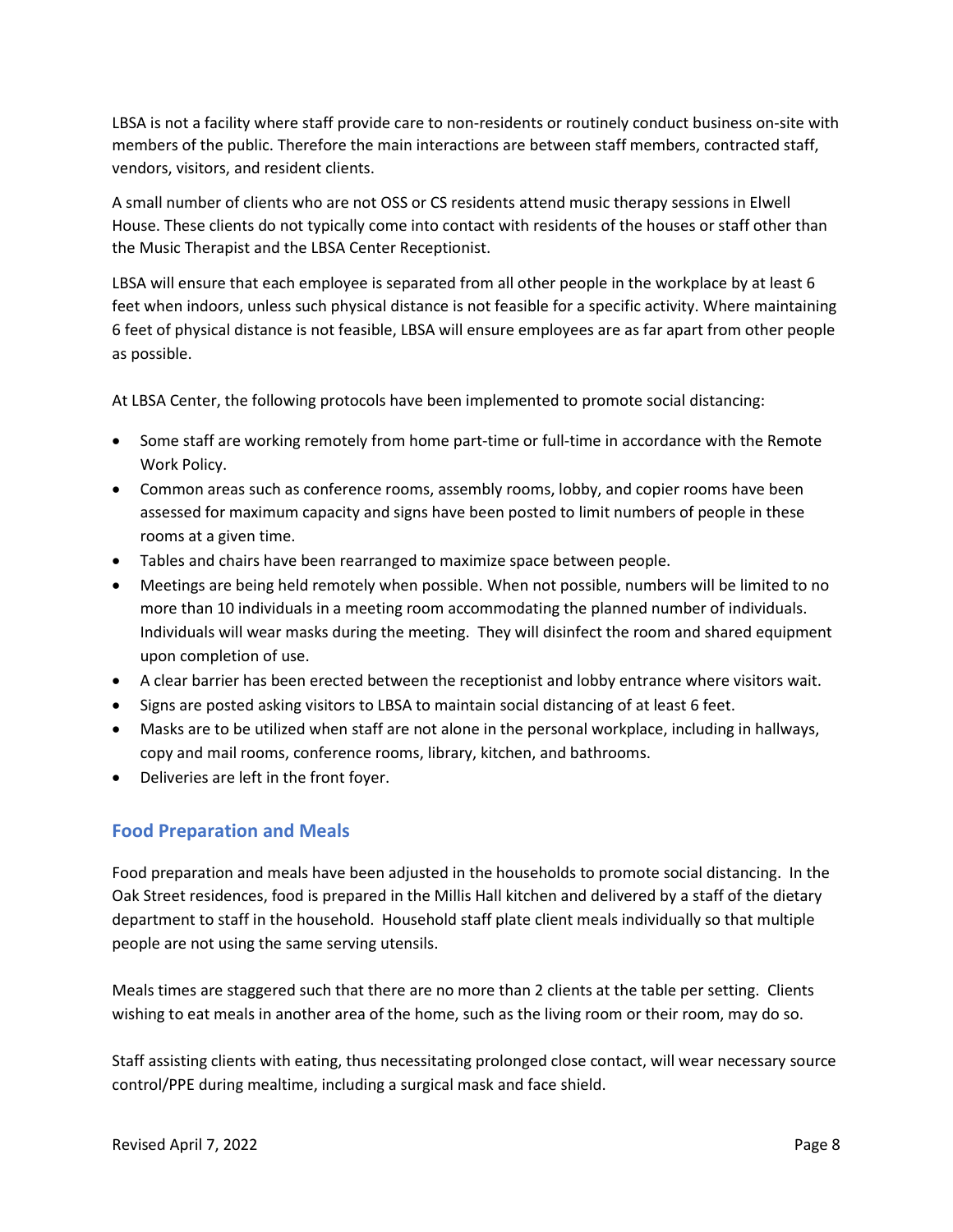LBSA is not a facility where staff provide care to non-residents or routinely conduct business on-site with members of the public. Therefore the main interactions are between staff members, contracted staff, vendors, visitors, and resident clients.

A small number of clients who are not OSS or CS residents attend music therapy sessions in Elwell House. These clients do not typically come into contact with residents of the houses or staff other than the Music Therapist and the LBSA Center Receptionist.

LBSA will ensure that each employee is separated from all other people in the workplace by at least 6 feet when indoors, unless such physical distance is not feasible for a specific activity. Where maintaining 6 feet of physical distance is not feasible, LBSA will ensure employees are as far apart from other people as possible.

At LBSA Center, the following protocols have been implemented to promote social distancing:

- Some staff are working remotely from home part-time or full-time in accordance with the Remote Work Policy.
- Common areas such as conference rooms, assembly rooms, lobby, and copier rooms have been assessed for maximum capacity and signs have been posted to limit numbers of people in these rooms at a given time.
- Tables and chairs have been rearranged to maximize space between people.
- Meetings are being held remotely when possible. When not possible, numbers will be limited to no more than 10 individuals in a meeting room accommodating the planned number of individuals. Individuals will wear masks during the meeting. They will disinfect the room and shared equipment upon completion of use.
- A clear barrier has been erected between the receptionist and lobby entrance where visitors wait.
- Signs are posted asking visitors to LBSA to maintain social distancing of at least 6 feet.
- Masks are to be utilized when staff are not alone in the personal workplace, including in hallways, copy and mail rooms, conference rooms, library, kitchen, and bathrooms.
- Deliveries are left in the front foyer.

## Food Preparation and Meals

Food preparation and meals have been adjusted in the households to promote social distancing. In the Oak Street residences, food is prepared in the Millis Hall kitchen and delivered by a staff of the dietary department to staff in the household. Household staff plate client meals individually so that multiple people are not using the same serving utensils.

Meals times are staggered such that there are no more than 2 clients at the table per setting. Clients wishing to eat meals in another area of the home, such as the living room or their room, may do so.

Staff assisting clients with eating, thus necessitating prolonged close contact, will wear necessary source control/PPE during mealtime, including a surgical mask and face shield.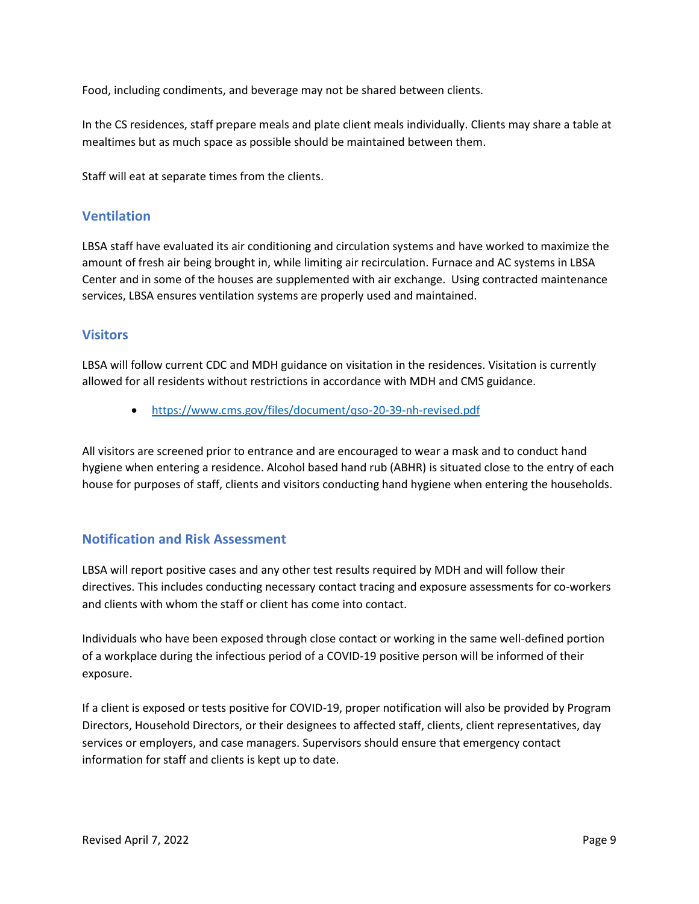Food, including condiments, and beverage may not be shared between clients.

In the CS residences, staff prepare meals and plate client meals individually. Clients may share a table at mealtimes but as much space as possible should be maintained between them.

Staff will eat at separate times from the clients.

## Ventilation

LBSA staff have evaluated its air conditioning and circulation systems and have worked to maximize the amount of fresh air being brought in, while limiting air recirculation. Furnace and AC systems in LBSA Center and in some of the houses are supplemented with air exchange. Using contracted maintenance services, LBSA ensures ventilation systems are properly used and maintained.

## Visitors

LBSA will follow current CDC and MDH guidance on visitation in the residences. Visitation is currently allowed for all residents without restrictions in accordance with MDH and CMS guidance.

- https://www.cms.gov/files/document/qso-20-39-nh-revised.pdf

All visitors are screened prior to entrance and are encouraged to wear a mask and to conduct hand hygiene when entering a residence. Alcohol based hand rub (ABHR) is situated close to the entry of each house for purposes of staff, clients and visitors conducting hand hygiene when entering the households.

## Notification and Risk Assessment

LBSA will report positive cases and any other test results required by MDH and will follow their directives. This includes conducting necessary contact tracing and exposure assessments for co-workers and clients with whom the staff or client has come into contact.

Individuals who have been exposed through close contact or working in the same well-defined portion of a workplace during the infectious period of a COVID-19 positive person will be informed of their exposure.

If a client is exposed or tests positive for COVID-19, proper notification will also be provided by Program Directors, Household Directors, or their designees to affected staff, clients, client representatives, day services or employers, and case managers. Supervisors should ensure that emergency contact information for staff and clients is kept up to date.

Revised April 7, 2022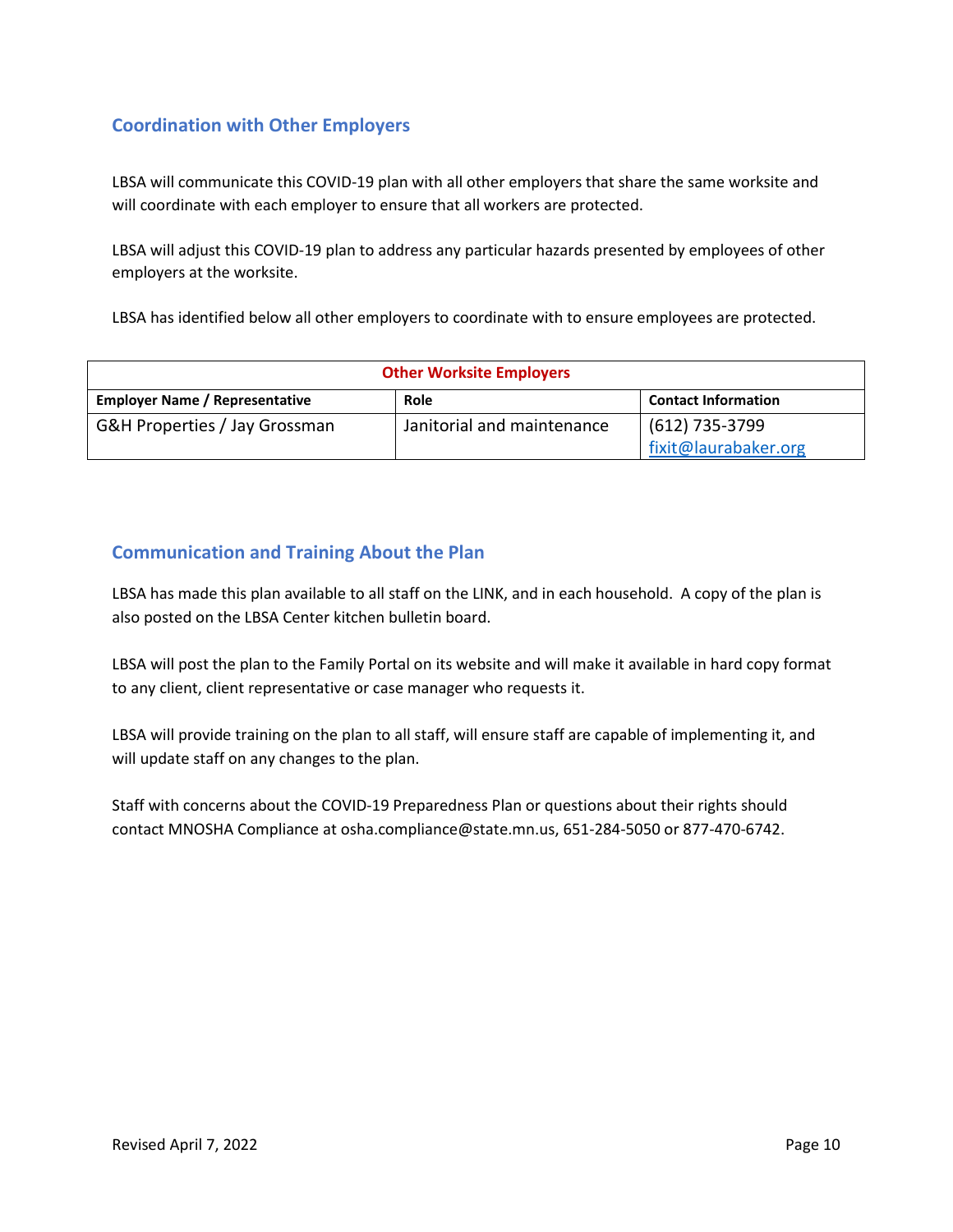## Coordination with Other Employers

LBSA will communicate this COVID-19 plan with all other employers that share the same worksite and will coordinate with each employer to ensure that all workers are protected.

LBSA will adjust this COVID-19 plan to address any particular hazards presented by employees of other employers at the worksite.

LBSA has identified below all other employers to coordinate with to ensure employees are protected.

| Other Worksite Employers | | |
|---|---|---|
| **Employer Name / Representative** | **Role** | **Contact Information** |
| G&H Properties / Jay Grossman | Janitorial and maintenance | (612) 735-3799<br>fixit@laurabaker.org |

## Communication and Training About the Plan

LBSA has made this plan available to all staff on the LINK, and in each household. A copy of the plan is also posted on the LBSA Center kitchen bulletin board.

LBSA will post the plan to the Family Portal on its website and will make it available in hard copy format to any client, client representative or case manager who requests it.

LBSA will provide training on the plan to all staff, will ensure staff are capable of implementing it, and will update staff on any changes to the plan.

Staff with concerns about the COVID-19 Preparedness Plan or questions about their rights should contact MNOSHA Compliance at osha.compliance@state.mn.us, 651-284-5050 or 877-470-6742.

Revised April 7, 2022